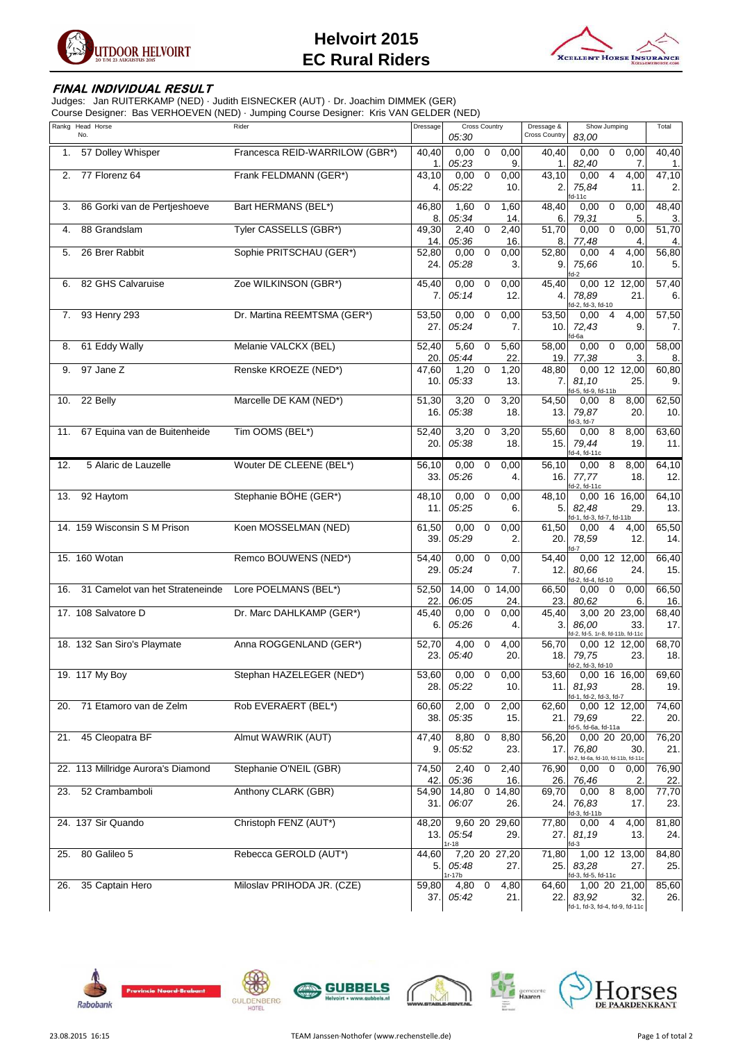# Helvoirt 2015
## EC Rural Riders

**FINAL INDIVIDUAL RESULT**

Judges: Jan RUITERKAMP (NED) · Judith EISNECKER (AUT) · Dr. Joachim DIMMEK (GER)
Course Designer: Bas VERHOEVEN (NED) · Jumping Course Designer: Kris VAN GELDER (NED)

| Rankg | Head No. | Horse | Rider | Dressage | Cross Country 05:30 | | | Dressage & Cross Country | Show Jumping 83,00 | | | Total |
|---|---|---|---|---|---|---|---|---|---|---|---|---|
| 1. | 57 | Dolley Whisper | Francesca REID-WARRILOW (GBR*) | 40,40 / 1. | 0,00 / 05:23 | 0 | 0,00 / 9. | 40,40 / 1. | 0,00 / 82,40 | 0 | 0,00 / 7. | 40,40 / 1. |
| 2. | 77 | Florenz 64 | Frank FELDMANN (GER*) | 43,10 / 4. | 0,00 / 05:22 | 0 | 0,00 / 10. | 43,10 / 2. | 0,00 / 75,84 / fd-11c | 4 | 4,00 / 11. | 47,10 / 2. |
| 3. | 86 | Gorki van de Pertjeshoeve | Bart HERMANS (BEL*) | 46,80 / 8. | 1,60 / 05:34 | 0 | 1,60 / 14. | 48,40 / 6. | 0,00 / 79,31 | 0 | 0,00 / 5. | 48,40 / 3. |
| 4. | 88 | Grandslam | Tyler CASSELLS (GBR*) | 49,30 / 14. | 2,40 / 05:36 | 0 | 2,40 / 16. | 51,70 / 8. | 0,00 / 77,48 | 0 | 0,00 / 4. | 51,70 / 4. |
| 5. | 26 | Brer Rabbit | Sophie PRITSCHAU (GER*) | 52,80 / 24. | 0,00 / 05:28 | 0 | 0,00 / 3. | 52,80 / 9. | 0,00 / 75,66 / fd-2 | 4 | 4,00 / 10. | 56,80 / 5. |
| 6. | 82 | GHS Calvaruise | Zoe WILKINSON (GBR*) | 45,40 / 7. | 0,00 / 05:14 | 0 | 0,00 / 12. | 45,40 / 4. | 0,00 / 78,89 / fd-2, fd-3, fd-10 | 12 | 12,00 / 21. | 57,40 / 6. |
| 7. | 93 | Henry 293 | Dr. Martina REEMTSMA (GER*) | 53,50 / 27. | 0,00 / 05:24 | 0 | 0,00 / 7. | 53,50 / 10. | 0,00 / 72,43 / fd-6a | 4 | 4,00 / 9. | 57,50 / 7. |
| 8. | 61 | Eddy Wally | Melanie VALCKX (BEL) | 52,40 / 20. | 5,60 / 05:44 | 0 | 5,60 / 22. | 58,00 / 19. | 0,00 / 77,38 | 0 | 0,00 / 3. | 58,00 / 8. |
| 9. | 97 | Jane Z | Renske KROEZE (NED*) | 47,60 / 10. | 1,20 / 05:33 | 0 | 1,20 / 13. | 48,80 / 7. | 0,00 / 81,10 / fd-5, fd-9, fd-11b | 12 | 12,00 / 25. | 60,80 / 9. |
| 10. | 22 | Belly | Marcelle DE KAM (NED*) | 51,30 / 16. | 3,20 / 05:38 | 0 | 3,20 / 18. | 54,50 / 13. | 0,00 / 79,87 / fd-3, fd-7 | 8 | 8,00 / 20. | 62,50 / 10. |
| 11. | 67 | Equina van de Buitenheide | Tim OOMS (BEL*) | 52,40 / 20. | 3,20 / 05:38 | 0 | 3,20 / 18. | 55,60 / 15. | 0,00 / 79,44 / fd-4, fd-11c | 8 | 8,00 / 19. | 63,60 / 11. |
| 12. | 5 | Alaric de Lauzelle | Wouter DE CLEENE (BEL*) | 56,10 / 33. | 0,00 / 05:26 | 0 | 0,00 / 4. | 56,10 / 16. | 0,00 / 77,77 / fd-2, fd-11c | 8 | 8,00 / 18. | 64,10 / 12. |
| 13. | 92 | Haytom | Stephanie BÖHE (GER*) | 48,10 / 11. | 0,00 / 05:25 | 0 | 0,00 / 6. | 48,10 / 5. | 0,00 / 82,48 / fd-1, fd-3, fd-7, fd-11b | 16 | 16,00 / 29. | 64,10 / 13. |
| 14. | 159 | Wisconsin S M Prison | Koen MOSSELMAN (NED) | 61,50 / 39. | 0,00 / 05:29 | 0 | 0,00 / 2. | 61,50 / 20. | 0,00 / 78,59 / fd-7 | 4 | 4,00 / 12. | 65,50 / 14. |
| 15. | 160 | Wotan | Remco BOUWENS (NED*) | 54,40 / 29. | 0,00 / 05:24 | 0 | 0,00 / 7. | 54,40 / 12. | 0,00 / 80,66 / fd-2, fd-4, fd-10 | 12 | 12,00 / 24. | 66,40 / 15. |
| 16. | 31 | Camelot van het Strateneinde | Lore POELMANS (BEL*) | 52,50 / 22. | 14,00 / 06:05 | 0 | 14,00 / 24. | 66,50 / 23. | 0,00 / 80,62 | 0 | 0,00 / 6. | 66,50 / 16. |
| 17. | 108 | Salvatore D | Dr. Marc DAHLKAMP (GER*) | 45,40 / 6. | 0,00 / 05:26 | 0 | 0,00 / 4. | 45,40 / 3. | 3,00 / 86,00 / fd-2, fd-5, 1r-8, fd-11b, fd-11c | 20 | 23,00 / 33. | 68,40 / 17. |
| 18. | 132 | San Siro's Playmate | Anna ROGGENLAND (GER*) | 52,70 / 23. | 4,00 / 05:40 | 0 | 4,00 / 20. | 56,70 / 18. | 0,00 / 79,75 / fd-2, fd-3, fd-10 | 12 | 12,00 / 23. | 68,70 / 18. |
| 19. | 117 | My Boy | Stephan HAZELEGER (NED*) | 53,60 / 28. | 0,00 / 05:22 | 0 | 0,00 / 10. | 53,60 / 11. | 0,00 / 81,93 / fd-1, fd-2, fd-3, fd-7 | 16 | 16,00 / 28. | 69,60 / 19. |
| 20. | 71 | Etamoro van de Zelm | Rob EVERAERT (BEL*) | 60,60 / 38. | 2,00 / 05:35 | 0 | 2,00 / 15. | 62,60 / 21. | 0,00 / 79,69 / fd-5, fd-6a, fd-11a | 12 | 12,00 / 22. | 74,60 / 20. |
| 21. | 45 | Cleopatra BF | Almut WAWRIK (AUT) | 47,40 / 9. | 8,80 / 05:52 | 0 | 8,80 / 23. | 56,20 / 17. | 0,00 / 76,80 / fd-2, fd-6a, fd-10, fd-11b, fd-11c | 20 | 20,00 / 30. | 76,20 / 21. |
| 22. | 113 | Millridge Aurora's Diamond | Stephanie O'NEIL (GBR) | 74,50 / 42. | 2,40 / 05:36 | 0 | 2,40 / 16. | 76,90 / 26. | 0,00 / 76,46 | 0 | 0,00 / 2. | 76,90 / 22. |
| 23. | 52 | Crambamboli | Anthony CLARK (GBR) | 54,90 / 31. | 14,80 / 06:07 | 0 | 14,80 / 26. | 69,70 / 24. | 0,00 / 76,83 / fd-3, fd-11b | 8 | 8,00 / 17. | 77,70 / 23. |
| 24. | 137 | Sir Quando | Christoph FENZ (AUT*) | 48,20 / 13. | 9,60 / 05:54 / 1r-18 | 20 | 29,60 / 29. | 77,80 / 27. | 0,00 / 81,19 / fd-3 | 4 | 4,00 / 13. | 81,80 / 24. |
| 25. | 80 | Galileo 5 | Rebecca GEROLD (AUT*) | 44,60 / 5. | 7,20 / 05:48 / 1r-17b | 20 | 27,20 / 27. | 71,80 / 25. | 1,00 / 83,28 / fd-3, fd-5, fd-11c | 12 | 13,00 / 27. | 84,80 / 25. |
| 26. | 35 | Captain Hero | Miloslav PRIHODA JR. (CZE) | 59,80 / 37. | 4,80 / 05:42 | 0 | 4,80 / 21. | 64,60 / 22. | 1,00 / 83,92 / fd-1, fd-3, fd-4, fd-9, fd-11c | 20 | 21,00 / 32. | 85,60 / 26. |

23.08.2015 16:15 · TEAM Janssen-Nothofer (www.rechenstelle.de)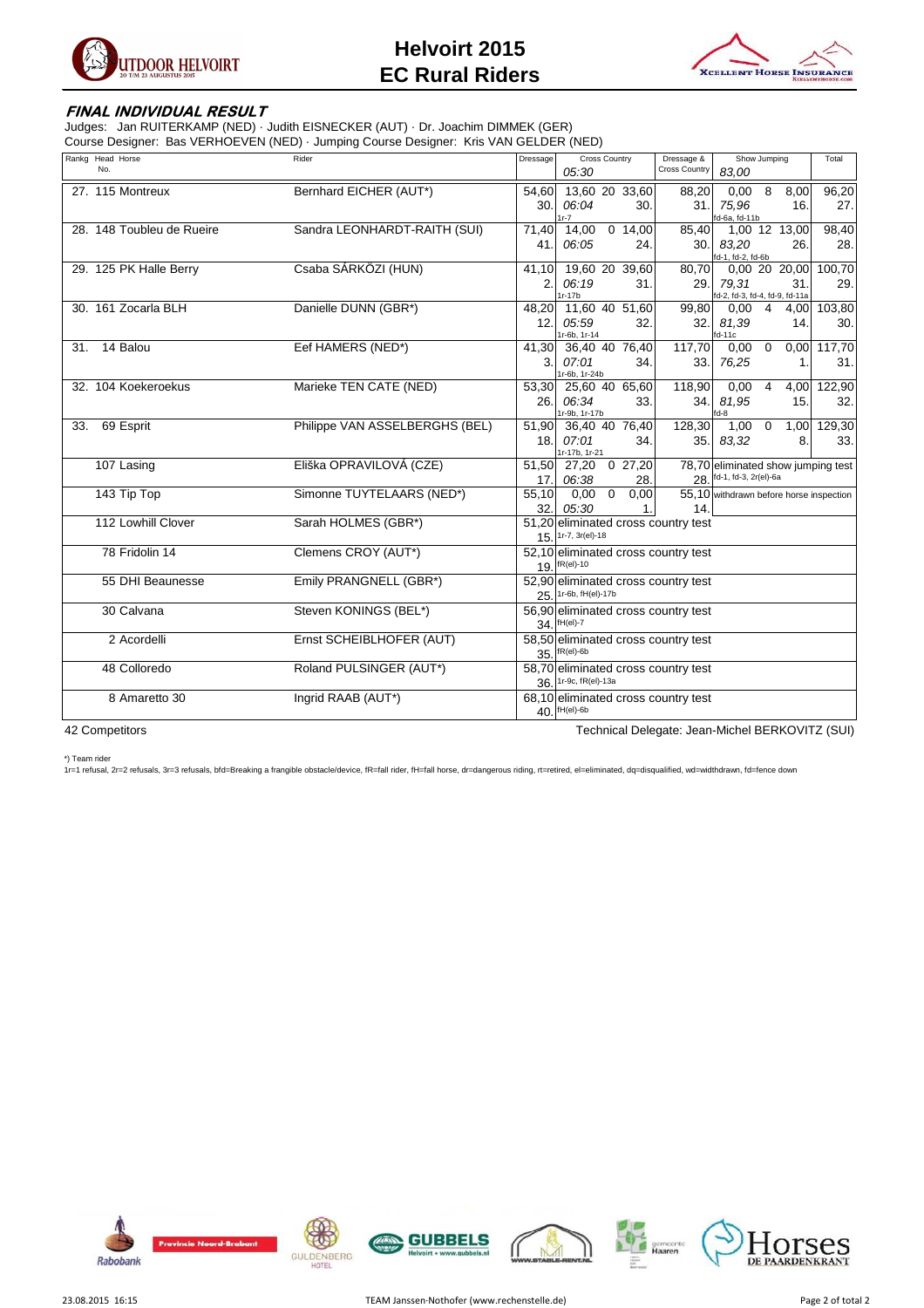# Helvoirt 2015
# EC Rural Riders

## FINAL INDIVIDUAL RESULT

Judges: Jan RUITERKAMP (NED) · Judith EISNECKER (AUT) · Dr. Joachim DIMMEK (GER)
Course Designer: Bas VERHOEVEN (NED) · Jumping Course Designer: Kris VAN GELDER (NED)

| Rankg | Head No. | Horse | Rider | Dressage | Cross Country 05:30 | | | Dressage & Cross Country | Show Jumping 83,00 | | | Total |
|---|---|---|---|---|---|---|---|---|---|---|---|---|
| 27. | 115 | Montreux | Bernhard EICHER (AUT*) | 54,60 / 30. | 13,60 / 06:04 / 1r-7 | 20 | 33,60 / 30. | 88,20 / 31. | 0,00 / 75,96 / fd-6a, fd-11b | 8 | 8,00 / 16. | 96,20 / 27. |
| 28. | 148 | Toubleu de Rueire | Sandra LEONHARDT-RAITH (SUI) | 71,40 / 41. | 14,00 / 06:05 | 0 | 14,00 / 24. | 85,40 / 30. | 1,00 / 83,20 / fd-1, fd-2, fd-6b | 12 | 13,00 / 26. | 98,40 / 28. |
| 29. | 125 | PK Halle Berry | Csaba SÁRKÖZI (HUN) | 41,10 / 2. | 19,60 / 06:19 / 1r-17b | 20 | 39,60 / 31. | 80,70 / 29. | 0,00 / 79,31 / fd-2, fd-3, fd-4, fd-9, fd-11a | 20 | 20,00 / 31. | 100,70 / 29. |
| 30. | 161 | Zocarla BLH | Danielle DUNN (GBR*) | 48,20 / 12. | 11,60 / 05:59 / 1r-6b, 1r-14 | 40 | 51,60 / 32. | 99,80 / 32. | 0,00 / 81,39 / fd-11c | 4 | 4,00 / 14. | 103,80 / 30. |
| 31. | 14 | Balou | Eef HAMERS (NED*) | 41,30 / 3. | 36,40 / 07:01 / 1r-6b, 1r-24b | 40 | 76,40 / 34. | 117,70 / 33. | 0,00 / 76,25 | 0 | 0,00 / 1. | 117,70 / 31. |
| 32. | 104 | Koekeroekus | Marieke TEN CATE (NED) | 53,30 / 26. | 25,60 / 06:34 / 1r-9b, 1r-17b | 40 | 65,60 / 33. | 118,90 / 34. | 0,00 / 81,95 / fd-8 | 4 | 4,00 / 15. | 122,90 / 32. |
| 33. | 69 | Esprit | Philippe VAN ASSELBERGHS (BEL) | 51,90 / 18. | 36,40 / 07:01 / 1r-17b, 1r-21 | 40 | 76,40 / 34. | 128,30 / 35. | 1,00 / 83,32 | 0 | 1,00 / 8. | 129,30 / 33. |
| | 107 | Lasing | Eliška OPRAVILOVÁ (CZE) | 51,50 / 17. | 27,20 / 06:38 | 0 | 27,20 / 28. | 78,70 / 28. | eliminated show jumping test / fd-1, fd-3, 2r(el)-6a | | | |
| | 143 | Tip Top | Simonne TUYTELAARS (NED*) | 55,10 / 32. | 0,00 / 05:30 | 0 | 0,00 / 1. | 55,10 / 14. | withdrawn before horse inspection | | | |
| | 112 | Lowhill Clover | Sarah HOLMES (GBR*) | 51,20 / 15. | eliminated cross country test / 1r-7, 3r(el)-18 | | | | | | | |
| | 78 | Fridolin 14 | Clemens CROY (AUT*) | 52,10 / 19. | eliminated cross country test / fR(el)-10 | | | | | | | |
| | 55 | DHI Beaunesse | Emily PRANGNELL (GBR*) | 52,90 / 25. | eliminated cross country test / 1r-6b, fH(el)-17b | | | | | | | |
| | 30 | Calvana | Steven KONINGS (BEL*) | 56,90 / 34. | eliminated cross country test / fH(el)-7 | | | | | | | |
| | 2 | Acordelli | Ernst SCHEIBLHOFER (AUT) | 58,50 / 35. | eliminated cross country test / fR(el)-6b | | | | | | | |
| | 48 | Colloredo | Roland PULSINGER (AUT*) | 58,70 / 36. | eliminated cross country test / 1r-9c, fR(el)-13a | | | | | | | |
| | 8 | Amaretto 30 | Ingrid RAAB (AUT*) | 68,10 / 40. | eliminated cross country test / fH(el)-6b | | | | | | | |

42 Competitors

Technical Delegate: Jean-Michel BERKOVITZ (SUI)

*) Team rider

1r=1 refusal, 2r=2 refusals, 3r=3 refusals, bfd=Breaking a frangible obstacle/device, fR=fall rider, fH=fall horse, dr=dangerous riding, rt=retired, el=eliminated, dq=disqualified, wd=widthdrawn, fd=fence down

23.08.2015 16:15 TEAM Janssen-Nothofer (www.rechenstelle.de)